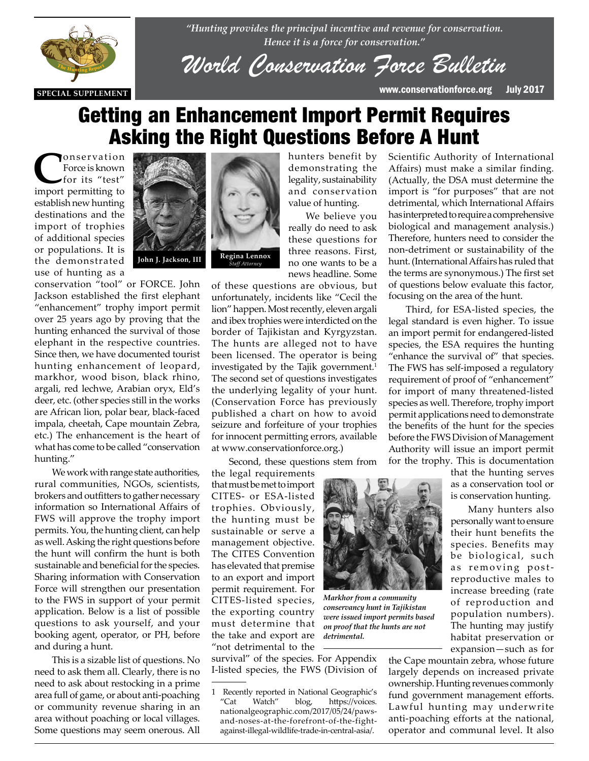*"Hunting provides the principal incentive and revenue for conservation. Hence it is a force for conservation."*

# World Conservation Force Bulletin

SPECIAL SUPPLEMENT

www.conservationforce.org July 2017

# Getting an Enhancement Import Permit Requires Asking the Right Questions Before A Hunt

John J. Jackson, III

Regina Lennox
*Staff Attorney*

Conservation Force is known for its "test" import permitting to establish new hunting destinations and the import of trophies of additional species or populations. It is the demonstrated use of hunting as a conservation "tool" or FORCE. John Jackson established the first elephant "enhancement" trophy import permit over 25 years ago by proving that the hunting enhanced the survival of those elephant in the respective countries. Since then, we have documented tourist hunting enhancement of leopard, markhor, wood bison, black rhino, argali, red lechwe, Arabian oryx, Eld's deer, etc. (other species still in the works are African lion, polar bear, black-faced impala, cheetah, Cape mountain Zebra, etc.) The enhancement is the heart of what has come to be called "conservation hunting."

We work with range state authorities, rural communities, NGOs, scientists, brokers and outfitters to gather necessary information so International Affairs of FWS will approve the trophy import permits. You, the hunting client, can help as well. Asking the right questions before the hunt will confirm the hunt is both sustainable and beneficial for the species. Sharing information with Conservation Force will strengthen our presentation to the FWS in support of your permit application. Below is a list of possible questions to ask yourself, and your booking agent, operator, or PH, before and during a hunt.

This is a sizable list of questions. No need to ask them all. Clearly, there is no need to ask about restocking in a prime area full of game, or about anti-poaching or community revenue sharing in an area without poaching or local villages. Some questions may seem onerous. All hunters benefit by demonstrating the legality, sustainability and conservation value of hunting.

We believe you really do need to ask these questions for three reasons. First, no one wants to be a news headline. Some of these questions are obvious, but unfortunately, incidents like "Cecil the lion" happen. Most recently, eleven argali and ibex trophies were interdicted on the border of Tajikistan and Kyrgyzstan. The hunts are alleged not to have been licensed. The operator is being investigated by the Tajik government.[1] The second set of questions investigates the underlying legality of your hunt. (Conservation Force has previously published a chart on how to avoid seizure and forfeiture of your trophies for innocent permitting errors, available at www.conservationforce.org.)

Second, these questions stem from the legal requirements that must be met to import CITES- or ESA-listed trophies. Obviously, the hunting must be sustainable or serve a management objective. The CITES Convention has elevated that premise to an export and import permit requirement. For CITES-listed species, the exporting country must determine that the take and export are "not detrimental to the survival" of the species. For Appendix I-listed species, the FWS (Division of Scientific Authority of International Affairs) must make a similar finding. (Actually, the DSA must determine the import is "for purposes" that are not detrimental, which International Affairs has interpreted to require a comprehensive biological and management analysis.) Therefore, hunters need to consider the non-detriment or sustainability of the hunt. (International Affairs has ruled that the terms are synonymous.) The first set of questions below evaluate this factor, focusing on the area of the hunt.

*Markhor from a community conservancy hunt in Tajikistan were issued import permits based on proof that the hunts are not detrimental.*

Third, for ESA-listed species, the legal standard is even higher. To issue an import permit for endangered-listed species, the ESA requires the hunting "enhance the survival of" that species. The FWS has self-imposed a regulatory requirement of proof of "enhancement" for import of many threatened-listed species as well. Therefore, trophy import permit applications need to demonstrate the benefits of the hunt for the species before the FWS Division of Management Authority will issue an import permit for the trophy. This is documentation that the hunting serves as a conservation tool or is conservation hunting.

Many hunters also personally want to ensure their hunt benefits the species. Benefits may be biological, such as removing post-reproductive males to increase breeding (rate of reproduction and population numbers). The hunting may justify habitat preservation or expansion—such as for the Cape mountain zebra, whose future largely depends on increased private ownership. Hunting revenues commonly fund government management efforts. Lawful hunting may underwrite anti-poaching efforts at the national, operator and communal level. It also

---

1 Recently reported in National Geographic's "Cat Watch" blog, https://voices.nationalgeographic.com/2017/05/24/paws-and-noses-at-the-forefront-of-the-fight-against-illegal-wildlife-trade-in-central-asia/.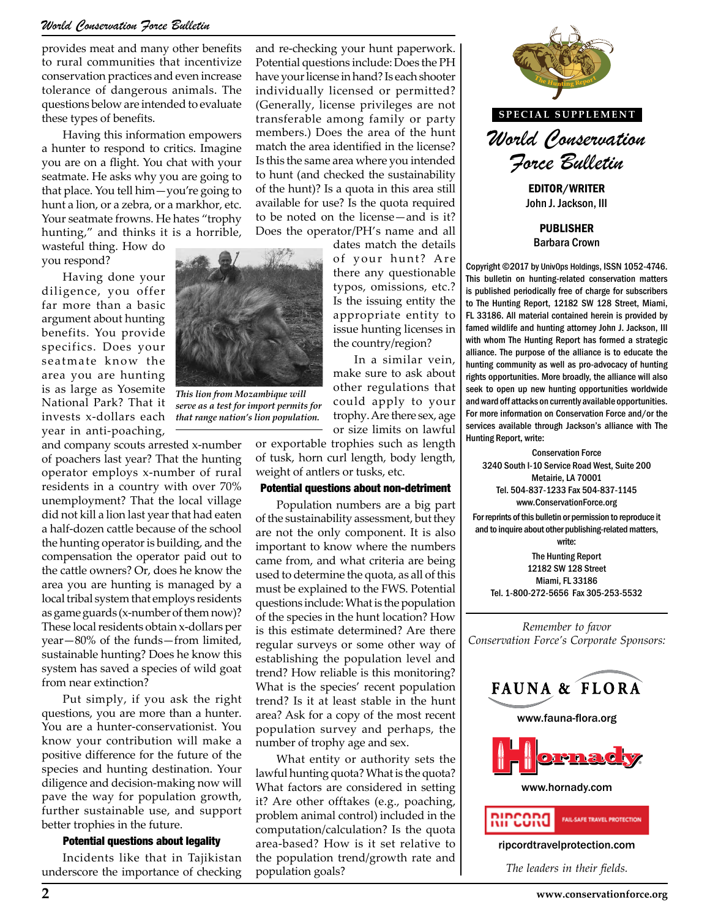provides meat and many other benefits to rural communities that incentivize conservation practices and even increase tolerance of dangerous animals. The questions below are intended to evaluate these types of benefits.

Having this information empowers a hunter to respond to critics. Imagine you are on a flight. You chat with your seatmate. He asks why you are going to that place. You tell him—you're going to hunt a lion, or a zebra, or a markhor, etc. Your seatmate frowns. He hates "trophy hunting," and thinks it is a horrible, wasteful thing. How do you respond?

Having done your diligence, you offer far more than a basic argument about hunting benefits. You provide specifics. Does your seatmate know the area you are hunting is as large as Yosemite National Park? That it invests x-dollars each year in anti-poaching, and company scouts arrested x-number of poachers last year? That the hunting operator employs x-number of rural residents in a country with over 70% unemployment? That the local village did not kill a lion last year that had eaten a half-dozen cattle because of the school the hunting operator is building, and the compensation the operator paid out to the cattle owners? Or, does he know the area you are hunting is managed by a local tribal system that employs residents as game guards (x-number of them now)? These local residents obtain x-dollars per year—80% of the funds—from limited, sustainable hunting? Does he know this system has saved a species of wild goat from near extinction?

Put simply, if you ask the right questions, you are more than a hunter. You are a hunter-conservationist. You know your contribution will make a positive difference for the future of the species and hunting destination. Your diligence and decision-making now will pave the way for population growth, further sustainable use, and support better trophies in the future.

### Potential questions about legality

Incidents like that in Tajikistan underscore the importance of checking and re-checking your hunt paperwork. Potential questions include: Does the PH have your license in hand? Is each shooter individually licensed or permitted? (Generally, license privileges are not transferable among family or party members.) Does the area of the hunt match the area identified in the license? Is this the same area where you intended to hunt (and checked the sustainability of the hunt)? Is a quota in this area still available for use? Is the quota required to be noted on the license—and is it? Does the operator/PH's name and all dates match the details of your hunt? Are there any questionable typos, omissions, etc.? Is the issuing entity the appropriate entity to issue hunting licenses in the country/region?

*This lion from Mozambique will serve as a test for import permits for that range nation's lion population.*

In a similar vein, make sure to ask about other regulations that could apply to your trophy. Are there sex, age or size limits on lawful or exportable trophies such as length of tusk, horn curl length, body length, weight of antlers or tusks, etc.

### Potential questions about non-detriment

Population numbers are a big part of the sustainability assessment, but they are not the only component. It is also important to know where the numbers came from, and what criteria are being used to determine the quota, as all of this must be explained to the FWS. Potential questions include: What is the population of the species in the hunt location? How is this estimate determined? Are there regular surveys or some other way of establishing the population level and trend? How reliable is this monitoring? What is the species' recent population trend? Is it at least stable in the hunt area? Ask for a copy of the most recent population survey and perhaps, the number of trophy age and sex.

What entity or authority sets the lawful hunting quota? What is the quota? What factors are considered in setting it? Are other offtakes (e.g., poaching, problem animal control) included in the computation/calculation? Is the quota area-based? How is it set relative to the population trend/growth rate and population goals?

---

**SPECIAL SUPPLEMENT**

## *World Conservation Force Bulletin*

**EDITOR/WRITER**
John J. Jackson, III

**PUBLISHER**
Barbara Crown

Copyright ©2017 by UnivOps Holdings, ISSN 1052-4746. This bulletin on hunting-related conservation matters is published periodically free of charge for subscribers to The Hunting Report, 12182 SW 128 Street, Miami, FL 33186. All material contained herein is provided by famed wildlife and hunting attorney John J. Jackson, III with whom The Hunting Report has formed a strategic alliance. The purpose of the alliance is to educate the hunting community as well as pro-advocacy of hunting rights opportunities. More broadly, the alliance will also seek to open up new hunting opportunities worldwide and ward off attacks on currently available opportunities. For more information on Conservation Force and/or the services available through Jackson's alliance with The Hunting Report, write:

Conservation Force
3240 South I-10 Service Road West, Suite 200
Metairie, LA 70001
Tel. 504-837-1233 Fax 504-837-1145
www.ConservationForce.org

For reprints of this bulletin or permission to reproduce it and to inquire about other publishing-related matters, write:

The Hunting Report
12182 SW 128 Street
Miami, FL 33186
Tel. 1-800-272-5656 Fax 305-253-5532

*Remember to favor Conservation Force's Corporate Sponsors:*

FAUNA & FLORA
www.fauna-flora.org

Hornady
www.hornady.com

RIPCORD FAIL-SAFE TRAVEL PROTECTION
ripcordtravelprotection.com

*The leaders in their fields.*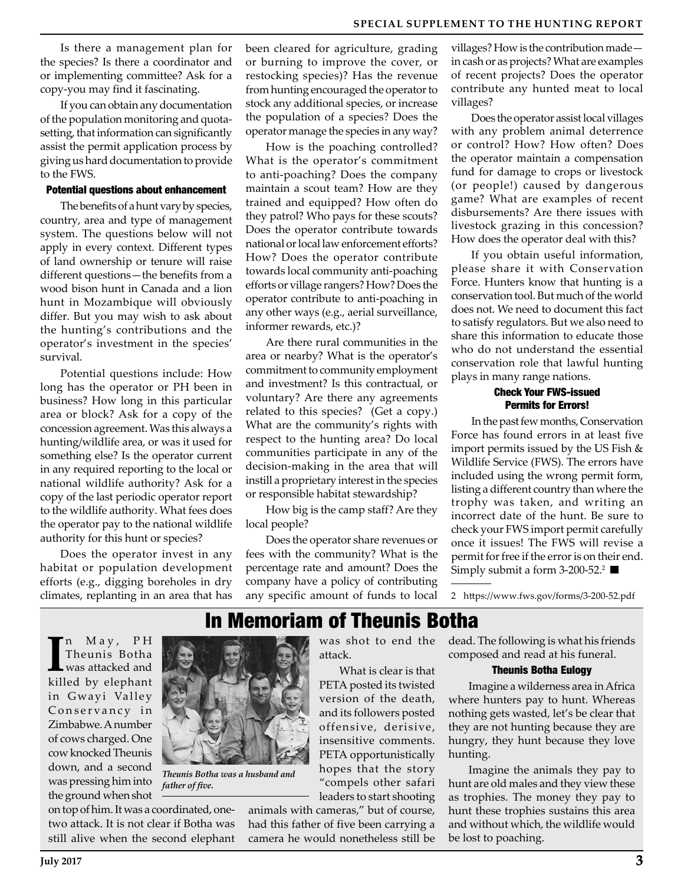Is there a management plan for the species? Is there a coordinator and or implementing committee? Ask for a copy-you may find it fascinating.

If you can obtain any documentation of the population monitoring and quota-setting, that information can significantly assist the permit application process by giving us hard documentation to provide to the FWS.

#### Potential questions about enhancement

The benefits of a hunt vary by species, country, area and type of management system. The questions below will not apply in every context. Different types of land ownership or tenure will raise different questions—the benefits from a wood bison hunt in Canada and a lion hunt in Mozambique will obviously differ. But you may wish to ask about the hunting's contributions and the operator's investment in the species' survival.

Potential questions include: How long has the operator or PH been in business? How long in this particular area or block? Ask for a copy of the concession agreement. Was this always a hunting/wildlife area, or was it used for something else? Is the operator current in any required reporting to the local or national wildlife authority? Ask for a copy of the last periodic operator report to the wildlife authority. What fees does the operator pay to the national wildlife authority for this hunt or species?

Does the operator invest in any habitat or population development efforts (e.g., digging boreholes in dry climates, replanting in an area that has been cleared for agriculture, grading or burning to improve the cover, or restocking species)? Has the revenue from hunting encouraged the operator to stock any additional species, or increase the population of a species? Does the operator manage the species in any way?

How is the poaching controlled? What is the operator's commitment to anti-poaching? Does the company maintain a scout team? How are they trained and equipped? How often do they patrol? Who pays for these scouts? Does the operator contribute towards national or local law enforcement efforts? How? Does the operator contribute towards local community anti-poaching efforts or village rangers? How? Does the operator contribute to anti-poaching in any other ways (e.g., aerial surveillance, informer rewards, etc.)?

Are there rural communities in the area or nearby? What is the operator's commitment to community employment and investment? Is this contractual, or voluntary? Are there any agreements related to this species? (Get a copy.) What are the community's rights with respect to the hunting area? Do local communities participate in any of the decision-making in the area that will instill a proprietary interest in the species or responsible habitat stewardship?

How big is the camp staff? Are they local people?

Does the operator share revenues or fees with the community? What is the percentage rate and amount? Does the company have a policy of contributing any specific amount of funds to local villages? How is the contribution made—in cash or as projects? What are examples of recent projects? Does the operator contribute any hunted meat to local villages?

Does the operator assist local villages with any problem animal deterrence or control? How? How often? Does the operator maintain a compensation fund for damage to crops or livestock (or people!) caused by dangerous game? What are examples of recent disbursements? Are there issues with livestock grazing in this concession? How does the operator deal with this?

If you obtain useful information, please share it with Conservation Force. Hunters know that hunting is a conservation tool. But much of the world does not. We need to document this fact to satisfy regulators. But we also need to share this information to educate those who do not understand the essential conservation role that lawful hunting plays in many range nations.

#### Check Your FWS-issued Permits for Errors!

In the past few months, Conservation Force has found errors in at least five import permits issued by the US Fish & Wildlife Service (FWS). The errors have included using the wrong permit form, listing a different country than where the trophy was taken, and writing an incorrect date of the hunt. Be sure to check your FWS import permit carefully once it issues! The FWS will revise a permit for free if the error is on their end. Simply submit a form 3-200-52.[2] ■

2 https://www.fws.gov/forms/3-200-52.pdf

## In Memoriam of Theunis Botha

In May, PH Theunis Botha was attacked and killed by elephant in Gwayi Valley Conservancy in Zimbabwe. A number of cows charged. One cow knocked Theunis down, and a second was pressing him into the ground when shot on top of him. It was a coordinated, one-two attack. It is not clear if Botha was still alive when the second elephant was shot to end the attack.

*Theunis Botha was a husband and father of five.*

What is clear is that PETA posted its twisted version of the death, and its followers posted offensive, derisive, insensitive comments. PETA opportunistically hopes that the story "compels other safari leaders to start shooting animals with cameras," but of course, had this father of five been carrying a camera he would nonetheless still be dead. The following is what his friends composed and read at his funeral.

#### Theunis Botha Eulogy

Imagine a wilderness area in Africa where hunters pay to hunt. Whereas nothing gets wasted, let's be clear that they are not hunting because they are hungry, they hunt because they love hunting.

Imagine the animals they pay to hunt are old males and they view these as trophies. The money they pay to hunt these trophies sustains this area and without which, the wildlife would be lost to poaching.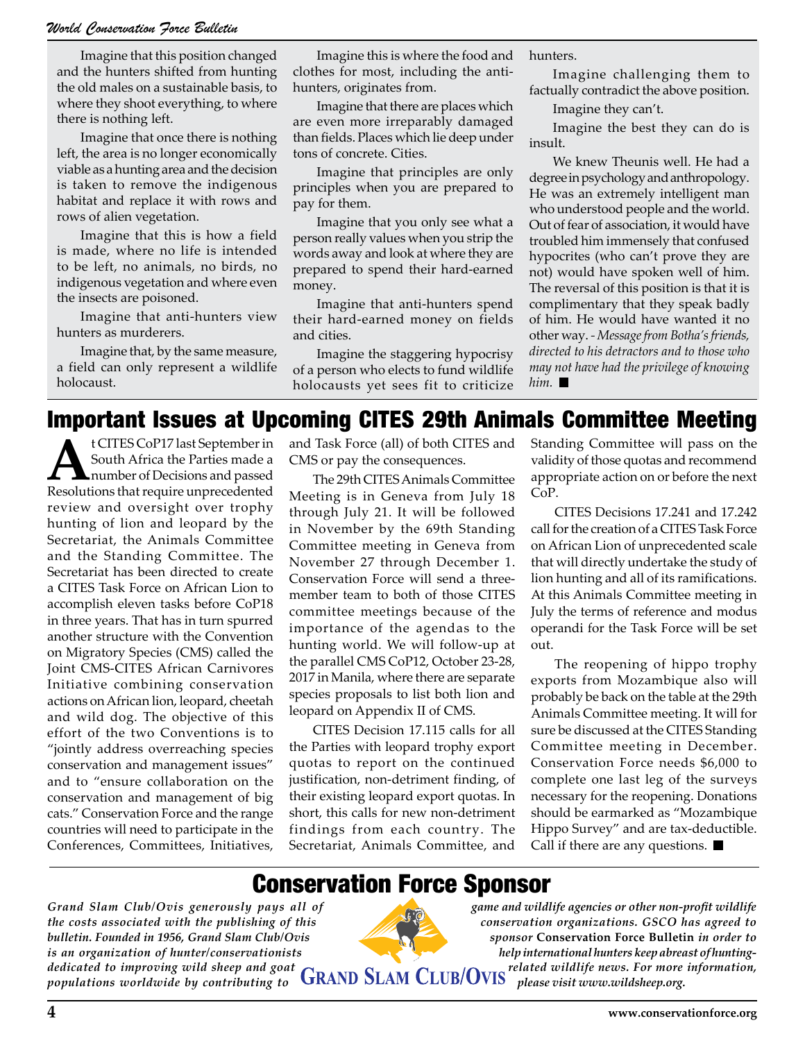Imagine that this position changed and the hunters shifted from hunting the old males on a sustainable basis, to where they shoot everything, to where there is nothing left.

Imagine that once there is nothing left, the area is no longer economically viable as a hunting area and the decision is taken to remove the indigenous habitat and replace it with rows and rows of alien vegetation.

Imagine that this is how a field is made, where no life is intended to be left, no animals, no birds, no indigenous vegetation and where even the insects are poisoned.

Imagine that anti-hunters view hunters as murderers.

Imagine that, by the same measure, a field can only represent a wildlife holocaust.

Imagine this is where the food and clothes for most, including the anti-hunters, originates from.

Imagine that there are places which are even more irreparably damaged than fields. Places which lie deep under tons of concrete. Cities.

Imagine that principles are only principles when you are prepared to pay for them.

Imagine that you only see what a person really values when you strip the words away and look at where they are prepared to spend their hard-earned money.

Imagine that anti-hunters spend their hard-earned money on fields and cities.

Imagine the staggering hypocrisy of a person who elects to fund wildlife holocausts yet sees fit to criticize hunters.

Imagine challenging them to factually contradict the above position.

Imagine they can't.

Imagine the best they can do is insult.

We knew Theunis well. He had a degree in psychology and anthropology. He was an extremely intelligent man who understood people and the world. Out of fear of association, it would have troubled him immensely that confused hypocrites (who can't prove they are not) would have spoken well of him. The reversal of this position is that it is complimentary that they speak badly of him. He would have wanted it no other way. - *Message from Botha's friends, directed to his detractors and to those who may not have had the privilege of knowing him.* ■

# Important Issues at Upcoming CITES 29th Animals Committee Meeting

At CITES CoP17 last September in South Africa the Parties made a number of Decisions and passed Resolutions that require unprecedented review and oversight over trophy hunting of lion and leopard by the Secretariat, the Animals Committee and the Standing Committee. The Secretariat has been directed to create a CITES Task Force on African Lion to accomplish eleven tasks before CoP18 in three years. That has in turn spurred another structure with the Convention on Migratory Species (CMS) called the Joint CMS-CITES African Carnivores Initiative combining conservation actions on African lion, leopard, cheetah and wild dog. The objective of this effort of the two Conventions is to "jointly address overreaching species conservation and management issues" and to "ensure collaboration on the conservation and management of big cats." Conservation Force and the range countries will need to participate in the Conferences, Committees, Initiatives, and Task Force (all) of both CITES and CMS or pay the consequences.

The 29th CITES Animals Committee Meeting is in Geneva from July 18 through July 21. It will be followed in November by the 69th Standing Committee meeting in Geneva from November 27 through December 1. Conservation Force will send a three-member team to both of those CITES committee meetings because of the importance of the agendas to the hunting world. We will follow-up at the parallel CMS CoP12, October 23-28, 2017 in Manila, where there are separate species proposals to list both lion and leopard on Appendix II of CMS.

CITES Decision 17.115 calls for all the Parties with leopard trophy export quotas to report on the continued justification, non-detriment finding, of their existing leopard export quotas. In short, this calls for new non-detriment findings from each country. The Secretariat, Animals Committee, and Standing Committee will pass on the validity of those quotas and recommend appropriate action on or before the next CoP.

CITES Decisions 17.241 and 17.242 call for the creation of a CITES Task Force on African Lion of unprecedented scale that will directly undertake the study of lion hunting and all of its ramifications. At this Animals Committee meeting in July the terms of reference and modus operandi for the Task Force will be set out.

The reopening of hippo trophy exports from Mozambique also will probably be back on the table at the 29th Animals Committee meeting. It will for sure be discussed at the CITES Standing Committee meeting in December. Conservation Force needs $6,000 to complete one last leg of the surveys necessary for the reopening. Donations should be earmarked as "Mozambique Hippo Survey" and are tax-deductible. Call if there are any questions. ■

# Conservation Force Sponsor

***Grand Slam Club/Ovis generously pays all of the costs associated with the publishing of this bulletin. Founded in 1956, Grand Slam Club/Ovis is an organization of hunter/conservationists dedicated to improving wild sheep and goat populations worldwide by contributing to game and wildlife agencies or other non-profit wildlife conservation organizations. GSCO has agreed to sponsor* Conservation Force Bulletin *in order to help international hunters keep abreast of hunting-related wildlife news. For more information, please visit www.wildsheep.org.***

GRAND SLAM CLUB/OVIS